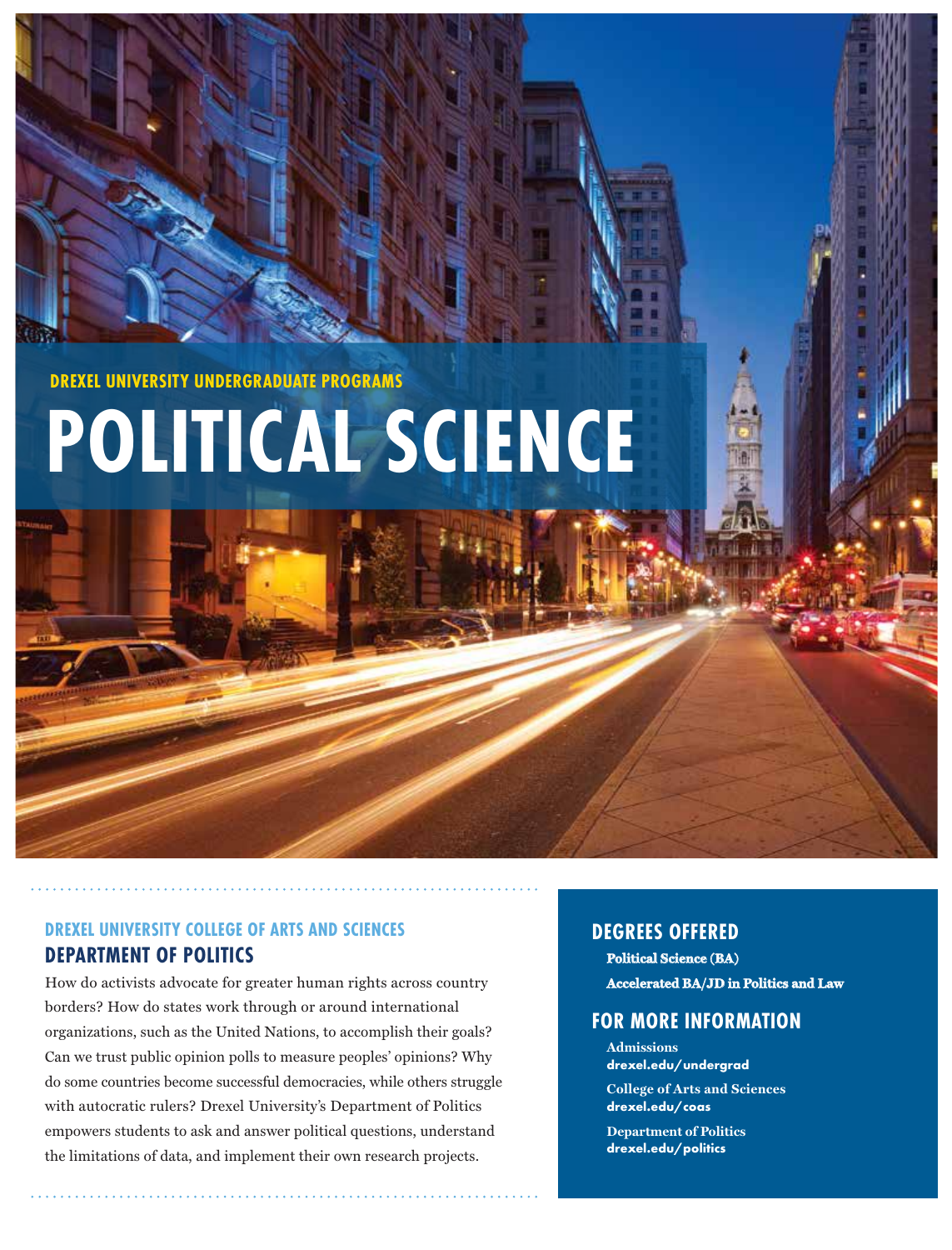DREXEL UNIVERSITY UNDERGRADUATE PROGRAMS

# POLITICAL SCIENCE

DREXEL UNIVERSITY COLLEGE OF ARTS AND SCIENCES

## DEPARTMENT OF POLITICS

How do activists advocate for greater human rights across country borders? How do states work through or around international organizations, such as the United Nations, to accomplish their goals? Can we trust public opinion polls to measure peoples' opinions? Why do some countries become successful democracies, while others struggle with autocratic rulers? Drexel University's Department of Politics empowers students to ask and answer political questions, understand the limitations of data, and implement their own research projects.

## DEGREES OFFERED

**Political Science (BA)**

**Accelerated BA/JD in Politics and Law**

## FOR MORE INFORMATION

**Admissions**
**drexel.edu/undergrad**

**College of Arts and Sciences**
**drexel.edu/coas**

**Department of Politics**
**drexel.edu/politics**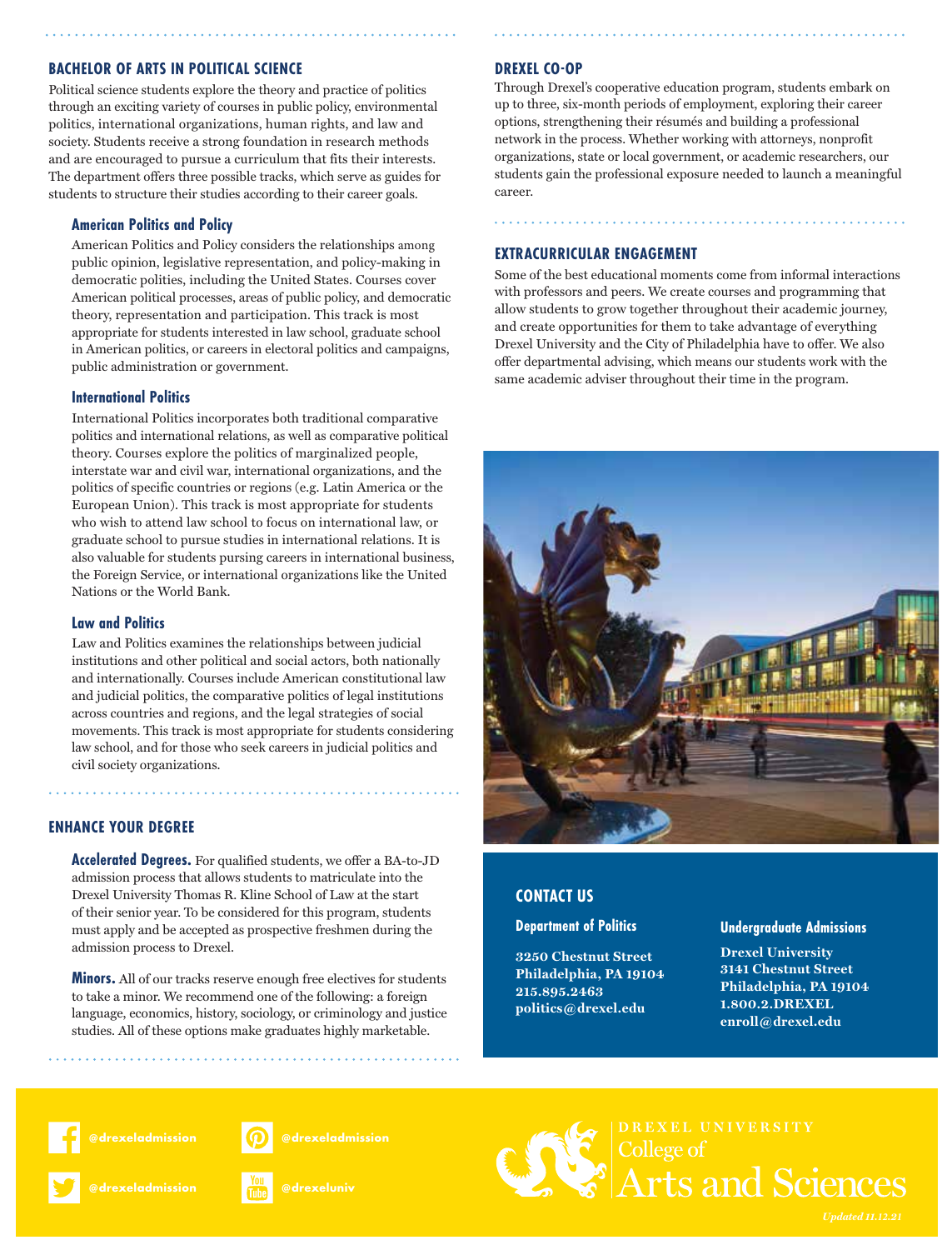## BACHELOR OF ARTS IN POLITICAL SCIENCE

Political science students explore the theory and practice of politics through an exciting variety of courses in public policy, environmental politics, international organizations, human rights, and law and society. Students receive a strong foundation in research methods and are encouraged to pursue a curriculum that fits their interests. The department offers three possible tracks, which serve as guides for students to structure their studies according to their career goals.

### American Politics and Policy

American Politics and Policy considers the relationships among public opinion, legislative representation, and policy-making in democratic polities, including the United States. Courses cover American political processes, areas of public policy, and democratic theory, representation and participation. This track is most appropriate for students interested in law school, graduate school in American politics, or careers in electoral politics and campaigns, public administration or government.

### International Politics

International Politics incorporates both traditional comparative politics and international relations, as well as comparative political theory. Courses explore the politics of marginalized people, interstate war and civil war, international organizations, and the politics of specific countries or regions (e.g. Latin America or the European Union). This track is most appropriate for students who wish to attend law school to focus on international law, or graduate school to pursue studies in international relations. It is also valuable for students pursing careers in international business, the Foreign Service, or international organizations like the United Nations or the World Bank.

### Law and Politics

Law and Politics examines the relationships between judicial institutions and other political and social actors, both nationally and internationally. Courses include American constitutional law and judicial politics, the comparative politics of legal institutions across countries and regions, and the legal strategies of social movements. This track is most appropriate for students considering law school, and for those who seek careers in judicial politics and civil society organizations.

## ENHANCE YOUR DEGREE

**Accelerated Degrees.** For qualified students, we offer a BA-to-JD admission process that allows students to matriculate into the Drexel University Thomas R. Kline School of Law at the start of their senior year. To be considered for this program, students must apply and be accepted as prospective freshmen during the admission process to Drexel.

**Minors.** All of our tracks reserve enough free electives for students to take a minor. We recommend one of the following: a foreign language, economics, history, sociology, or criminology and justice studies. All of these options make graduates highly marketable.

## DREXEL CO-OP

Through Drexel's cooperative education program, students embark on up to three, six-month periods of employment, exploring their career options, strengthening their résumés and building a professional network in the process. Whether working with attorneys, nonprofit organizations, state or local government, or academic researchers, our students gain the professional exposure needed to launch a meaningful career.

## EXTRACURRICULAR ENGAGEMENT

Some of the best educational moments come from informal interactions with professors and peers. We create courses and programming that allow students to grow together throughout their academic journey, and create opportunities for them to take advantage of everything Drexel University and the City of Philadelphia have to offer. We also offer departmental advising, which means our students work with the same academic adviser throughout their time in the program.

## CONTACT US

### Department of Politics

**3250 Chestnut Street**
**Philadelphia, PA 19104**
**215.895.2463**
**politics@drexel.edu**

### Undergraduate Admissions

**Drexel University**
**3141 Chestnut Street**
**Philadelphia, PA 19104**
**1.800.2.DREXEL**
**enroll@drexel.edu**

@drexeladmission
@drexeladmission
@drexeladmission
@drexeluniv

DREXEL UNIVERSITY
College of Arts and Sciences

*Updated 11.12.21*